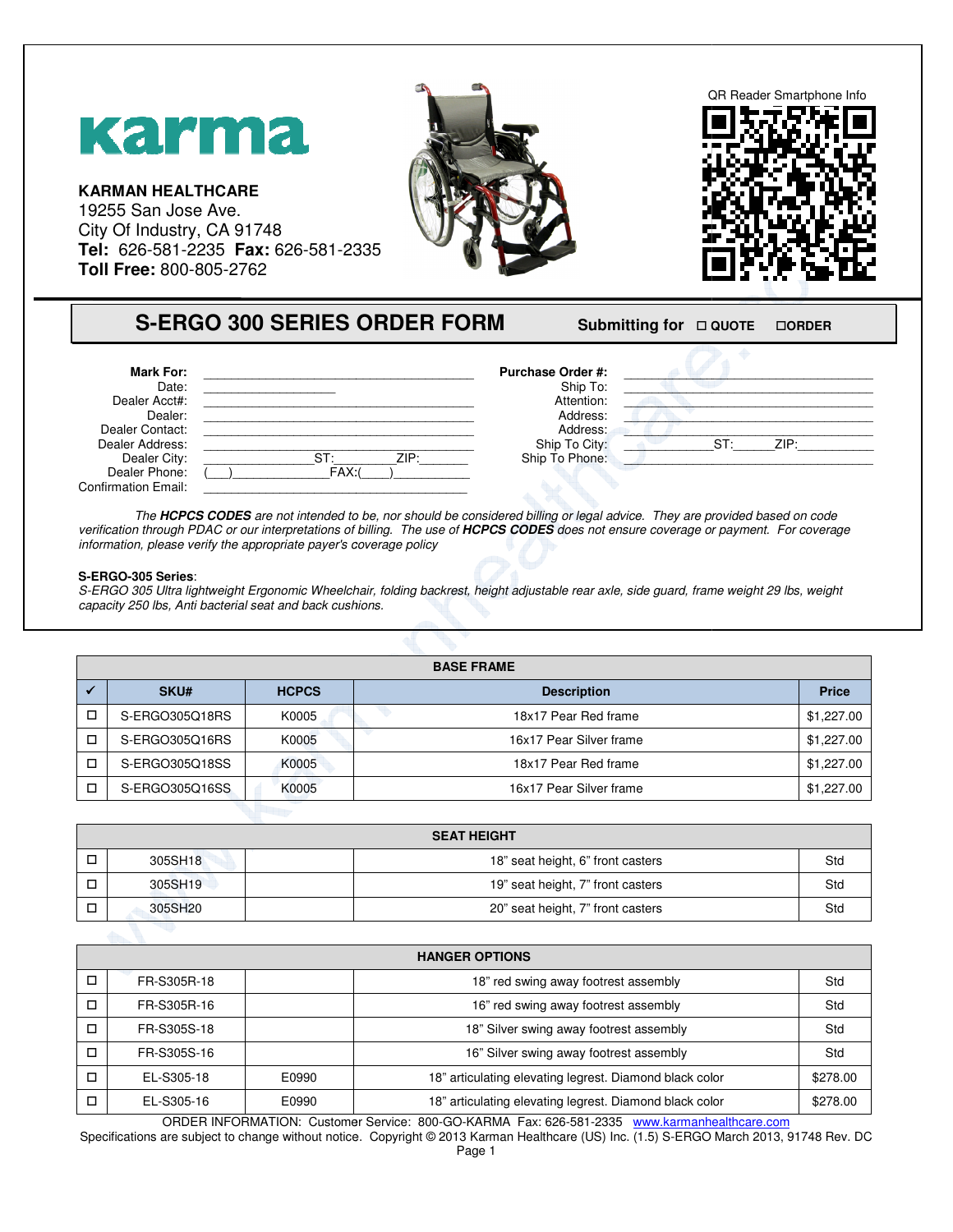karma

**KARMAN HEALTHCARE**
19255 San Jose Ave.
City Of Industry, CA 91748
**Tel:** 626-581-2235 **Fax:** 626-581-2335
**Toll Free:** 800-805-2762

QR Reader Smartphone Info

## S-ERGO 300 SERIES ORDER FORM

**Submitting for** ☐ **QUOTE** ☐**ORDER**

**Mark For:** ______________________________________
Date: __________________
Dealer Acct#: ______________________________________
Dealer: ______________________________________
Dealer Contact: ______________________________________
Dealer Address: ______________________________________
Dealer City: _______________ST:_________ZIP:_______
Dealer Phone: (___)_____________FAX:(____)__________
Confirmation Email: ______________________________________

**Purchase Order #:** ______________________________________
Ship To: ______________________________________
Attention: ______________________________________
Address: ______________________________________
Address: ______________________________________
Ship To City: ____________ST:______ZIP:__________
Ship To Phone: ______________________________________

*The **HCPCS CODES** are not intended to be, nor should be considered billing or legal advice. They are provided based on code verification through PDAC or our interpretations of billing. The use of **HCPCS CODES** does not ensure coverage or payment. For coverage information, please verify the appropriate payer's coverage policy*

**S-ERGO-305 Series**:
*S-ERGO 305 Ultra lightweight Ergonomic Wheelchair, folding backrest, height adjustable rear axle, side guard, frame weight 29 lbs, weight capacity 250 lbs, Anti bacterial seat and back cushions.*

| BASE FRAME | | | | |
|---|---|---|---|---|
| ✔ | SKU# | HCPCS | Description | Price |
| ☐ | S-ERGO305Q18RS | K0005 | 18x17 Pear Red frame | $1,227.00 |
| ☐ | S-ERGO305Q16RS | K0005 | 16x17 Pear Silver frame | $1,227.00 |
| ☐ | S-ERGO305Q18SS | K0005 | 18x17 Pear Red frame | $1,227.00 |
| ☐ | S-ERGO305Q16SS | K0005 | 16x17 Pear Silver frame | $1,227.00 |

| SEAT HEIGHT | | | | |
|---|---|---|---|---|
| ☐ | 305SH18 | | 18" seat height, 6" front casters | Std |
| ☐ | 305SH19 | | 19" seat height, 7" front casters | Std |
| ☐ | 305SH20 | | 20" seat height, 7" front casters | Std |

| HANGER OPTIONS | | | | |
|---|---|---|---|---|
| ☐ | FR-S305R-18 | | 18" red swing away footrest assembly | Std |
| ☐ | FR-S305R-16 | | 16" red swing away footrest assembly | Std |
| ☐ | FR-S305S-18 | | 18" Silver swing away footrest assembly | Std |
| ☐ | FR-S305S-16 | | 16" Silver swing away footrest assembly | Std |
| ☐ | EL-S305-18 | E0990 | 18" articulating elevating legrest. Diamond black color | $278.00 |
| ☐ | EL-S305-16 | E0990 | 18" articulating elevating legrest. Diamond black color | $278.00 |

ORDER INFORMATION: Customer Service: 800-GO-KARMA Fax: 626-581-2335 www.karmanhealthcare.com
Specifications are subject to change without notice. Copyright © 2013 Karman Healthcare (US) Inc. (1.5) S-ERGO March 2013, 91748 Rev. DC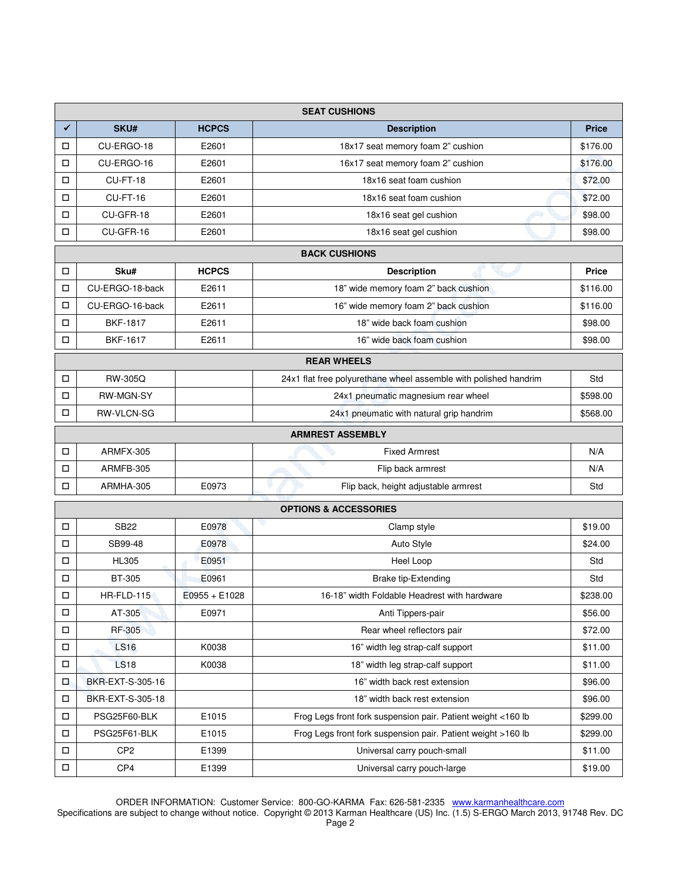## SEAT CUSHIONS

| ✓ | SKU# | HCPCS | Description | Price |
| --- | --- | --- | --- | --- |
| ☐ | CU-ERGO-18 | E2601 | 18x17 seat memory foam 2" cushion | $176.00 |
| ☐ | CU-ERGO-16 | E2601 | 16x17 seat memory foam 2" cushion | $176.00 |
| ☐ | CU-FT-18 | E2601 | 18x16 seat foam cushion | $72.00 |
| ☐ | CU-FT-16 | E2601 | 18x16 seat foam cushion | $72.00 |
| ☐ | CU-GFR-18 | E2601 | 18x16 seat gel cushion | $98.00 |
| ☐ | CU-GFR-16 | E2601 | 18x16 seat gel cushion | $98.00 |

## BACK CUSHIONS

| ☐ | Sku# | HCPCS | Description | Price |
| --- | --- | --- | --- | --- |
| ☐ | CU-ERGO-18-back | E2611 | 18" wide memory foam 2" back cushion | $116.00 |
| ☐ | CU-ERGO-16-back | E2611 | 16" wide memory foam 2" back cushion | $116.00 |
| ☐ | BKF-1817 | E2611 | 18" wide back foam cushion | $98.00 |
| ☐ | BKF-1617 | E2611 | 16" wide back foam cushion | $98.00 |

## REAR WHEELS

| | | | | |
| --- | --- | --- | --- | --- |
| ☐ | RW-305Q | | 24x1 flat free polyurethane wheel assemble with polished handrim | Std |
| ☐ | RW-MGN-SY | | 24x1 pneumatic magnesium rear wheel | $598.00 |
| ☐ | RW-VLCN-SG | | 24x1 pneumatic with natural grip handrim | $568.00 |

## ARMREST ASSEMBLY

| | | | | |
| --- | --- | --- | --- | --- |
| ☐ | ARMFX-305 | | Fixed Armrest | N/A |
| ☐ | ARMFB-305 | | Flip back armrest | N/A |
| ☐ | ARMHA-305 | E0973 | Flip back, height adjustable armrest | Std |

## OPTIONS & ACCESSORIES

| | | | | |
| --- | --- | --- | --- | --- |
| ☐ | SB22 | E0978 | Clamp style | $19.00 |
| ☐ | SB99-48 | E0978 | Auto Style | $24.00 |
| ☐ | HL305 | E0951 | Heel Loop | Std |
| ☐ | BT-305 | E0961 | Brake tip-Extending | Std |
| ☐ | HR-FLD-115 | E0955 + E1028 | 16-18" width Foldable Headrest with hardware | $238.00 |
| ☐ | AT-305 | E0971 | Anti Tippers-pair | $56.00 |
| ☐ | RF-305 | | Rear wheel reflectors pair | $72.00 |
| ☐ | LS16 | K0038 | 16" width leg strap-calf support | $11.00 |
| ☐ | LS18 | K0038 | 18" width leg strap-calf support | $11.00 |
| ☐ | BKR-EXT-S-305-16 | | 16" width back rest extension | $96.00 |
| ☐ | BKR-EXT-S-305-18 | | 18" width back rest extension | $96.00 |
| ☐ | PSG25F60-BLK | E1015 | Frog Legs front fork suspension pair. Patient weight <160 lb | $299.00 |
| ☐ | PSG25F61-BLK | E1015 | Frog Legs front fork suspension pair. Patient weight >160 lb | $299.00 |
| ☐ | CP2 | E1399 | Universal carry pouch-small | $11.00 |
| ☐ | CP4 | E1399 | Universal carry pouch-large | $19.00 |

ORDER INFORMATION: Customer Service: 800-GO-KARMA Fax: 626-581-2335 www.karmanhealthcare.com
Specifications are subject to change without notice. Copyright © 2013 Karman Healthcare (US) Inc. (1.5) S-ERGO March 2013, 91748 Rev. DC